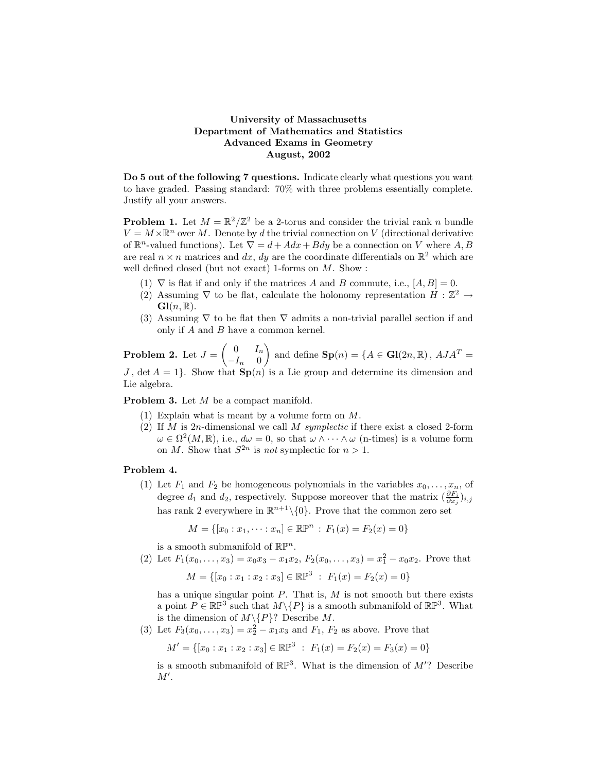**University of Massachusetts**
**Department of Mathematics and Statistics**
**Advanced Exams in Geometry**
**August, 2002**

**Do 5 out of the following 7 questions.** Indicate clearly what questions you want to have graded. Passing standard: 70% with three problems essentially complete. Justify all your answers.

**Problem 1.** Let $M = \mathbb{R}^2/\mathbb{Z}^2$ be a 2-torus and consider the trivial rank $n$ bundle $V = M \times \mathbb{R}^n$ over $M$. Denote by $d$ the trivial connection on $V$ (directional derivative of $\mathbb{R}^n$-valued functions). Let $\nabla = d + Adx + Bdy$ be a connection on $V$ where $A, B$ are real $n \times n$ matrices and $dx$, $dy$ are the coordinate differentials on $\mathbb{R}^2$ which are well defined closed (but not exact) 1-forms on $M$. Show :

1. $\nabla$ is flat if and only if the matrices $A$ and $B$ commute, i.e., $[A, B] = 0$.
2. Assuming $\nabla$ to be flat, calculate the holonomy representation $H : \mathbb{Z}^2 \to \mathbf{Gl}(n, \mathbb{R})$.
3. Assuming $\nabla$ to be flat then $\nabla$ admits a non-trivial parallel section if and only if $A$ and $B$ have a common kernel.

**Problem 2.** Let $J = \begin{pmatrix} 0 & I_n \\ -I_n & 0 \end{pmatrix}$ and define $\mathbf{Sp}(n) = \{A \in \mathbf{Gl}(2n, \mathbb{R}) \, , \, AJA^T = J \, , \, \det A = 1\}$. Show that $\mathbf{Sp}(n)$ is a Lie group and determine its dimension and Lie algebra.

**Problem 3.** Let $M$ be a compact manifold.

1. Explain what is meant by a volume form on $M$.
2. If $M$ is $2n$-dimensional we call $M$ *symplectic* if there exist a closed 2-form $\omega \in \Omega^2(M, \mathbb{R})$, i.e., $d\omega = 0$, so that $\omega \wedge \cdots \wedge \omega$ (n-times) is a volume form on $M$. Show that $S^{2n}$ is *not* symplectic for $n > 1$.

**Problem 4.**

1. Let $F_1$ and $F_2$ be homogeneous polynomials in the variables $x_0, \ldots, x_n$, of degree $d_1$ and $d_2$, respectively. Suppose moreover that the matrix $(\frac{\partial F_i}{\partial x_j})_{i,j}$ has rank 2 everywhere in $\mathbb{R}^{n+1} \setminus \{0\}$. Prove that the common zero set
$$M = \{[x_0 : x_1, \cdots : x_n] \in \mathbb{RP}^n \ : \ F_1(x) = F_2(x) = 0\}$$
is a smooth submanifold of $\mathbb{RP}^n$.
2. Let $F_1(x_0, \ldots, x_3) = x_0x_3 - x_1x_2$, $F_2(x_0, \ldots, x_3) = x_1^2 - x_0x_2$. Prove that
$$M = \{[x_0 : x_1 : x_2 : x_3] \in \mathbb{RP}^3 \ : \ F_1(x) = F_2(x) = 0\}$$
has a unique singular point $P$. That is, $M$ is not smooth but there exists a point $P \in \mathbb{RP}^3$ such that $M \setminus \{P\}$ is a smooth submanifold of $\mathbb{RP}^3$. What is the dimension of $M \setminus \{P\}$? Describe $M$.
3. Let $F_3(x_0, \ldots, x_3) = x_2^2 - x_1x_3$ and $F_1$, $F_2$ as above. Prove that
$$M' = \{[x_0 : x_1 : x_2 : x_3] \in \mathbb{RP}^3 \ : \ F_1(x) = F_2(x) = F_3(x) = 0\}$$
is a smooth submanifold of $\mathbb{RP}^3$. What is the dimension of $M'$? Describe $M'$.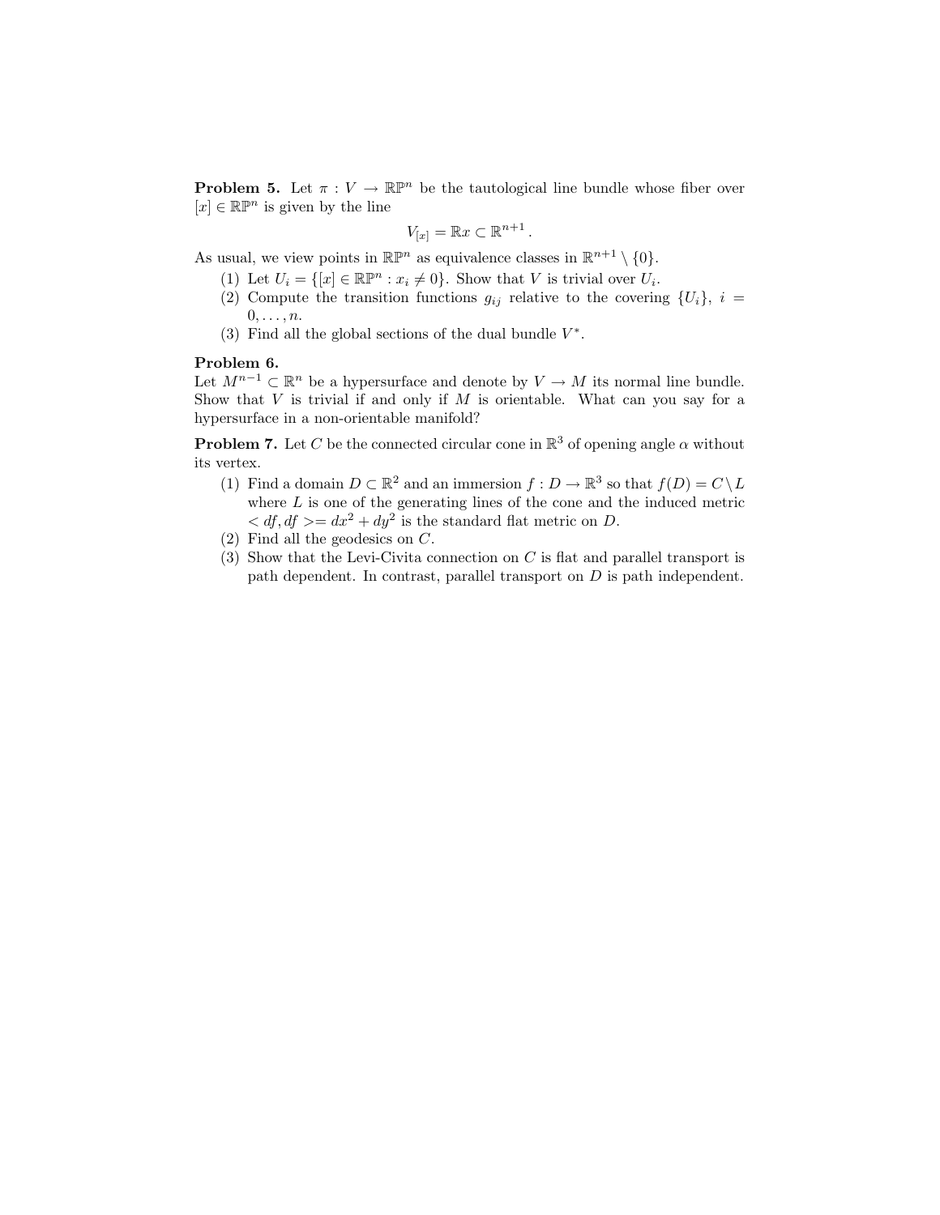**Problem 5.** Let $\pi : V \to \mathbb{RP}^n$ be the tautological line bundle whose fiber over $[x] \in \mathbb{RP}^n$ is given by the line

$$V_{[x]} = \mathbb{R}x \subset \mathbb{R}^{n+1}\,.$$

As usual, we view points in $\mathbb{RP}^n$ as equivalence classes in $\mathbb{R}^{n+1} \setminus \{0\}$.

(1) Let $U_i = \{[x] \in \mathbb{RP}^n : x_i \neq 0\}$. Show that $V$ is trivial over $U_i$.
(2) Compute the transition functions $g_{ij}$ relative to the covering $\{U_i\}$, $i = 0, \ldots, n$.
(3) Find all the global sections of the dual bundle $V^*$.

**Problem 6.**
Let $M^{n-1} \subset \mathbb{R}^n$ be a hypersurface and denote by $V \to M$ its normal line bundle. Show that $V$ is trivial if and only if $M$ is orientable. What can you say for a hypersurface in a non-orientable manifold?

**Problem 7.** Let $C$ be the connected circular cone in $\mathbb{R}^3$ of opening angle $\alpha$ without its vertex.

(1) Find a domain $D \subset \mathbb{R}^2$ and an immersion $f : D \to \mathbb{R}^3$ so that $f(D) = C \setminus L$ where $L$ is one of the generating lines of the cone and the induced metric $< df, df >= dx^2 + dy^2$ is the standard flat metric on $D$.
(2) Find all the geodesics on $C$.
(3) Show that the Levi-Civita connection on $C$ is flat and parallel transport is path dependent. In contrast, parallel transport on $D$ is path independent.